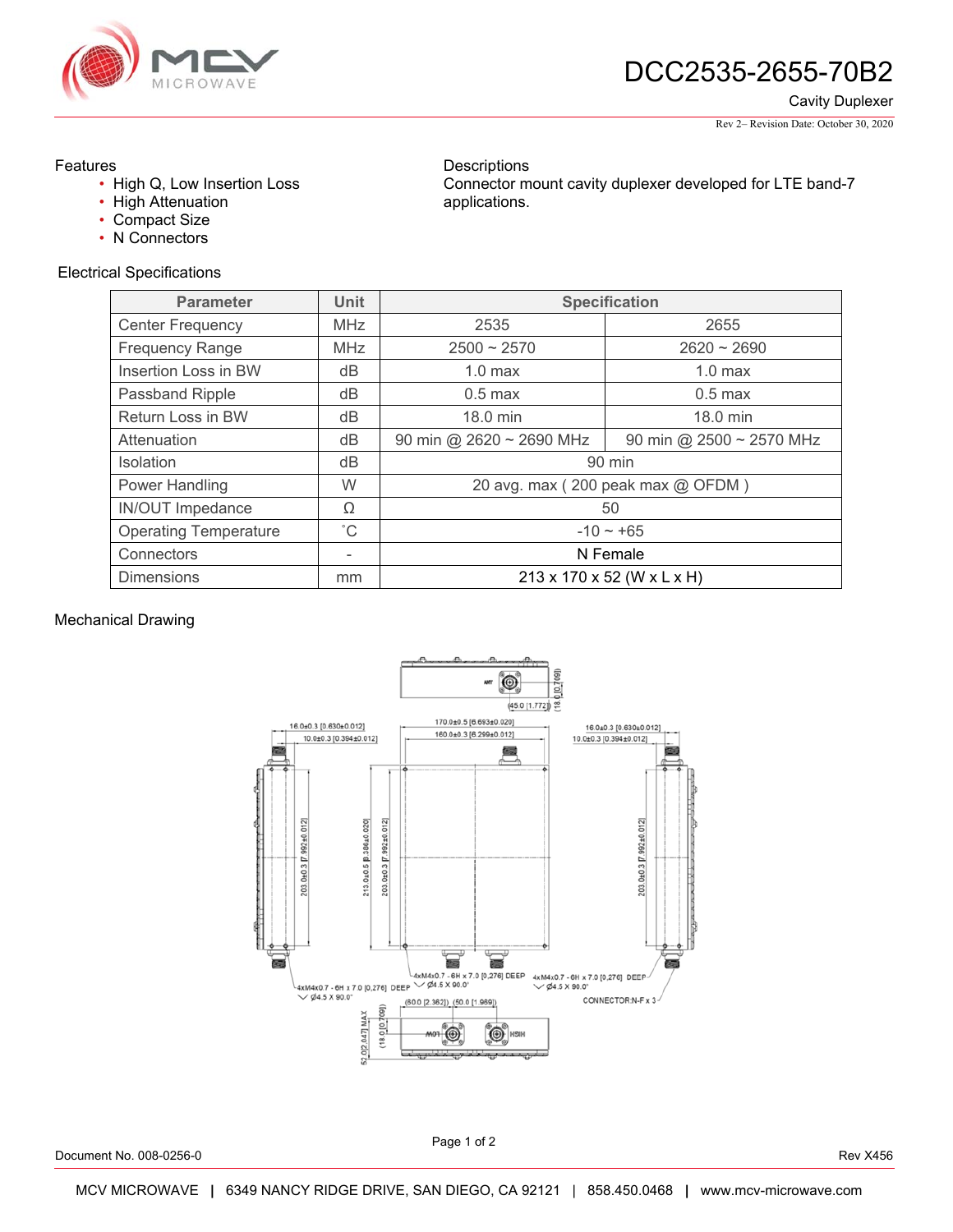# DCC2535-2655-70B2

Cavity Duplexer

Rev 2– Revision Date: October 30, 2020

## Features

- High Q, Low Insertion Loss
- High Attenuation
- Compact Size
- N Connectors

## Descriptions

Connector mount cavity duplexer developed for LTE band-7 applications.

## Electrical Specifications

| Parameter | Unit | Specification | |
|---|---|---|---|
| Center Frequency | MHz | 2535 | 2655 |
| Frequency Range | MHz | 2500 ~ 2570 | 2620 ~ 2690 |
| Insertion Loss in BW | dB | 1.0 max | 1.0 max |
| Passband Ripple | dB | 0.5 max | 0.5 max |
| Return Loss in BW | dB | 18.0 min | 18.0 min |
| Attenuation | dB | 90 min @ 2620 ~ 2690 MHz | 90 min @ 2500 ~ 2570 MHz |
| Isolation | dB | 90 min | |
| Power Handling | W | 20 avg. max ( 200 peak max @ OFDM ) | |
| IN/OUT Impedance | Ω | 50 | |
| Operating Temperature | ˚C | -10 ~ +65 | |
| Connectors | - | N Female | |
| Dimensions | mm | 213 x 170 x 52 (W x L x H) | |

## Mechanical Drawing

Document No. 008-0256-0

Rev X456

MCV MICROWAVE | 6349 NANCY RIDGE DRIVE, SAN DIEGO, CA 92121 | 858.450.0468 | www.mcv-microwave.com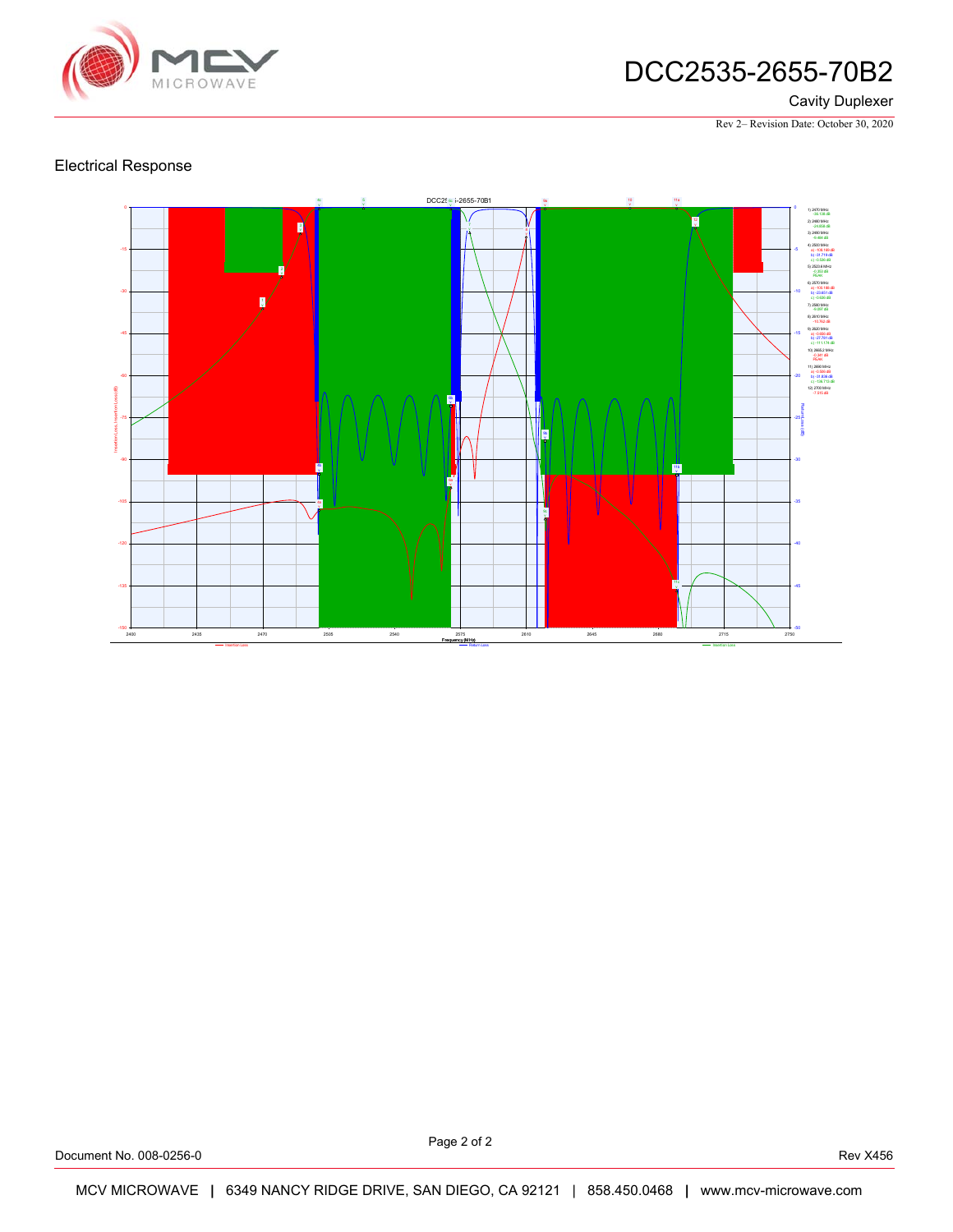# DCC2535-2655-70B2

Cavity Duplexer

Rev 2– Revision Date: October 30, 2020

## Electrical Response

DCC2535-2655-70B1

1) 2470 MHz
-36.138 dB

2) 2480 MHz
-24.008 dB

3) 2490 MHz
-9.883 dB

4) 2500 MHz
a) -106.169 dB
b) -31.719 dB
c) -0.534 dB

5) 2523.6 MHz
-0.302 dB
PEAK

6) 2570 MHz
a) -106.189 dB
b) -23.651 dB
c) -0.636 dB

7) 2580 MHz
-9.097 dB

8) 2610 MHz
-10.762 dB

9) 2620 MHz
a) -0.659 dB
b) -27.761 dB
c) -111.176 dB

10) 2666.2 MHz
-0.341 dB
PEAK

11) 2690 MHz
a) -0.589 dB
b) -31.836 dB
c) -136.713 dB

12) 2700 MHz
-7.915 dB

Frequency (MHz)

Insertion Loss / Insertion Loss (dB)

Return Loss (dB)

Insertion Loss

Return Loss

Insertion Loss

Document No. 008-0256-0

Rev X456

MCV MICROWAVE | 6349 NANCY RIDGE DRIVE, SAN DIEGO, CA 92121 | 858.450.0468 | www.mcv-microwave.com